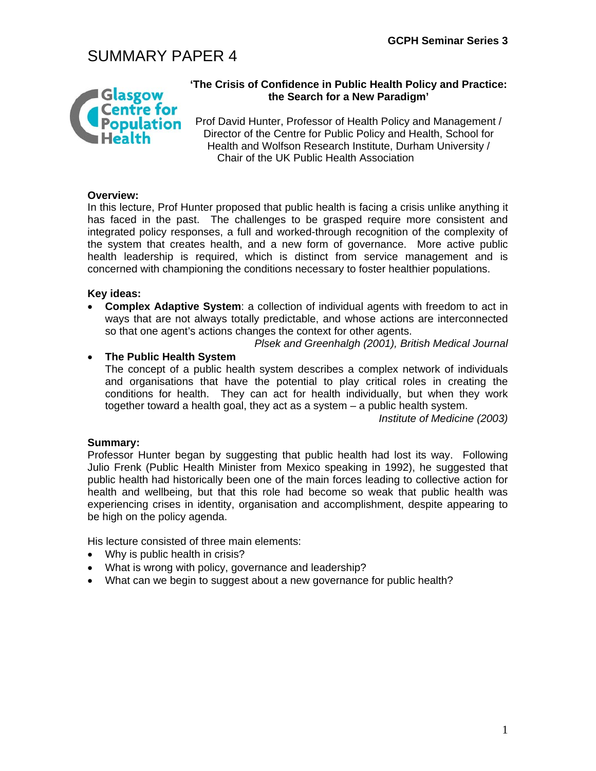# SUMMARY PAPER 4

**'The Crisis of Confidence in Public Health Policy and Practice: the Search for a New Paradigm'**

Prof David Hunter, Professor of Health Policy and Management / Director of the Centre for Public Policy and Health, School for Health and Wolfson Research Institute, Durham University / Chair of the UK Public Health Association

**Overview:**

In this lecture, Prof Hunter proposed that public health is facing a crisis unlike anything it has faced in the past. The challenges to be grasped require more consistent and integrated policy responses, a full and worked-through recognition of the complexity of the system that creates health, and a new form of governance. More active public health leadership is required, which is distinct from service management and is concerned with championing the conditions necessary to foster healthier populations.

**Key ideas:**

- **Complex Adaptive System**: a collection of individual agents with freedom to act in ways that are not always totally predictable, and whose actions are interconnected so that one agent's actions changes the context for other agents.

  *Plsek and Greenhalgh (2001), British Medical Journal*

- **The Public Health System**
  The concept of a public health system describes a complex network of individuals and organisations that have the potential to play critical roles in creating the conditions for health. They can act for health individually, but when they work together toward a health goal, they act as a system – a public health system.

  *Institute of Medicine (2003)*

**Summary:**

Professor Hunter began by suggesting that public health had lost its way. Following Julio Frenk (Public Health Minister from Mexico speaking in 1992), he suggested that public health had historically been one of the main forces leading to collective action for health and wellbeing, but that this role had become so weak that public health was experiencing crises in identity, organisation and accomplishment, despite appearing to be high on the policy agenda.

His lecture consisted of three main elements:

- Why is public health in crisis?
- What is wrong with policy, governance and leadership?
- What can we begin to suggest about a new governance for public health?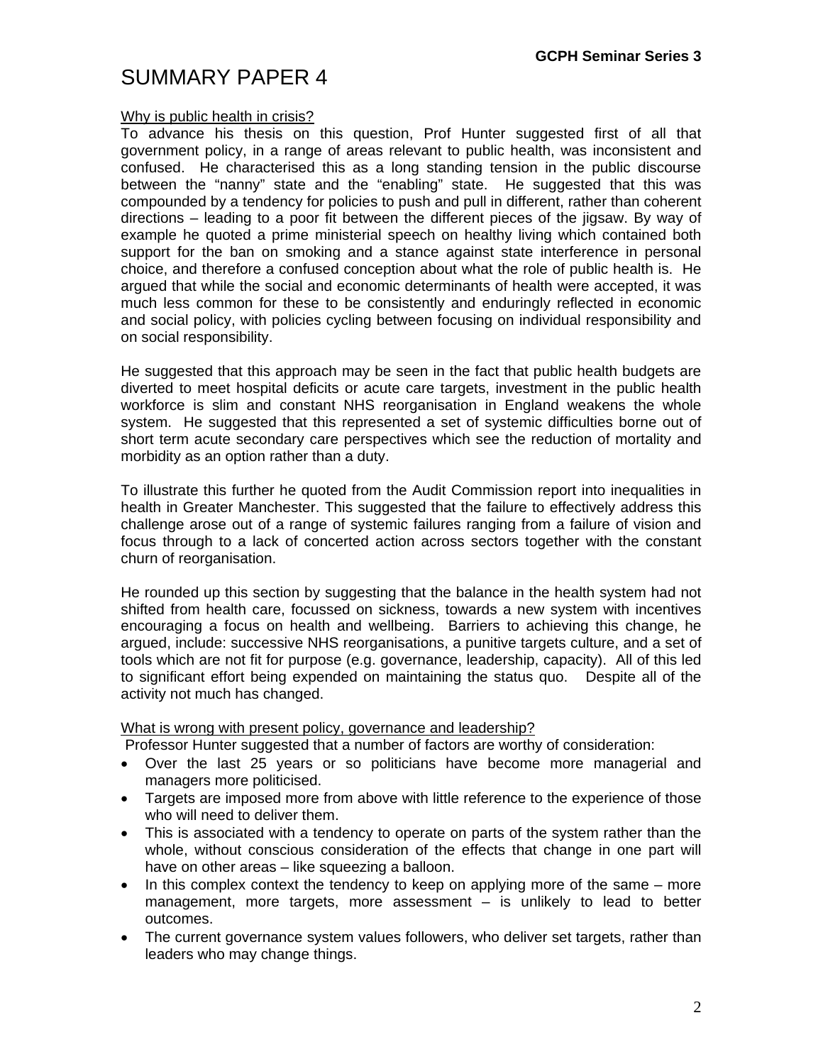# SUMMARY PAPER 4

Why is public health in crisis?

To advance his thesis on this question, Prof Hunter suggested first of all that government policy, in a range of areas relevant to public health, was inconsistent and confused. He characterised this as a long standing tension in the public discourse between the "nanny" state and the "enabling" state. He suggested that this was compounded by a tendency for policies to push and pull in different, rather than coherent directions – leading to a poor fit between the different pieces of the jigsaw. By way of example he quoted a prime ministerial speech on healthy living which contained both support for the ban on smoking and a stance against state interference in personal choice, and therefore a confused conception about what the role of public health is. He argued that while the social and economic determinants of health were accepted, it was much less common for these to be consistently and enduringly reflected in economic and social policy, with policies cycling between focusing on individual responsibility and on social responsibility.

He suggested that this approach may be seen in the fact that public health budgets are diverted to meet hospital deficits or acute care targets, investment in the public health workforce is slim and constant NHS reorganisation in England weakens the whole system. He suggested that this represented a set of systemic difficulties borne out of short term acute secondary care perspectives which see the reduction of mortality and morbidity as an option rather than a duty.

To illustrate this further he quoted from the Audit Commission report into inequalities in health in Greater Manchester. This suggested that the failure to effectively address this challenge arose out of a range of systemic failures ranging from a failure of vision and focus through to a lack of concerted action across sectors together with the constant churn of reorganisation.

He rounded up this section by suggesting that the balance in the health system had not shifted from health care, focussed on sickness, towards a new system with incentives encouraging a focus on health and wellbeing. Barriers to achieving this change, he argued, include: successive NHS reorganisations, a punitive targets culture, and a set of tools which are not fit for purpose (e.g. governance, leadership, capacity). All of this led to significant effort being expended on maintaining the status quo. Despite all of the activity not much has changed.

What is wrong with present policy, governance and leadership?

Professor Hunter suggested that a number of factors are worthy of consideration:

- Over the last 25 years or so politicians have become more managerial and managers more politicised.
- Targets are imposed more from above with little reference to the experience of those who will need to deliver them.
- This is associated with a tendency to operate on parts of the system rather than the whole, without conscious consideration of the effects that change in one part will have on other areas – like squeezing a balloon.
- In this complex context the tendency to keep on applying more of the same – more management, more targets, more assessment – is unlikely to lead to better outcomes.
- The current governance system values followers, who deliver set targets, rather than leaders who may change things.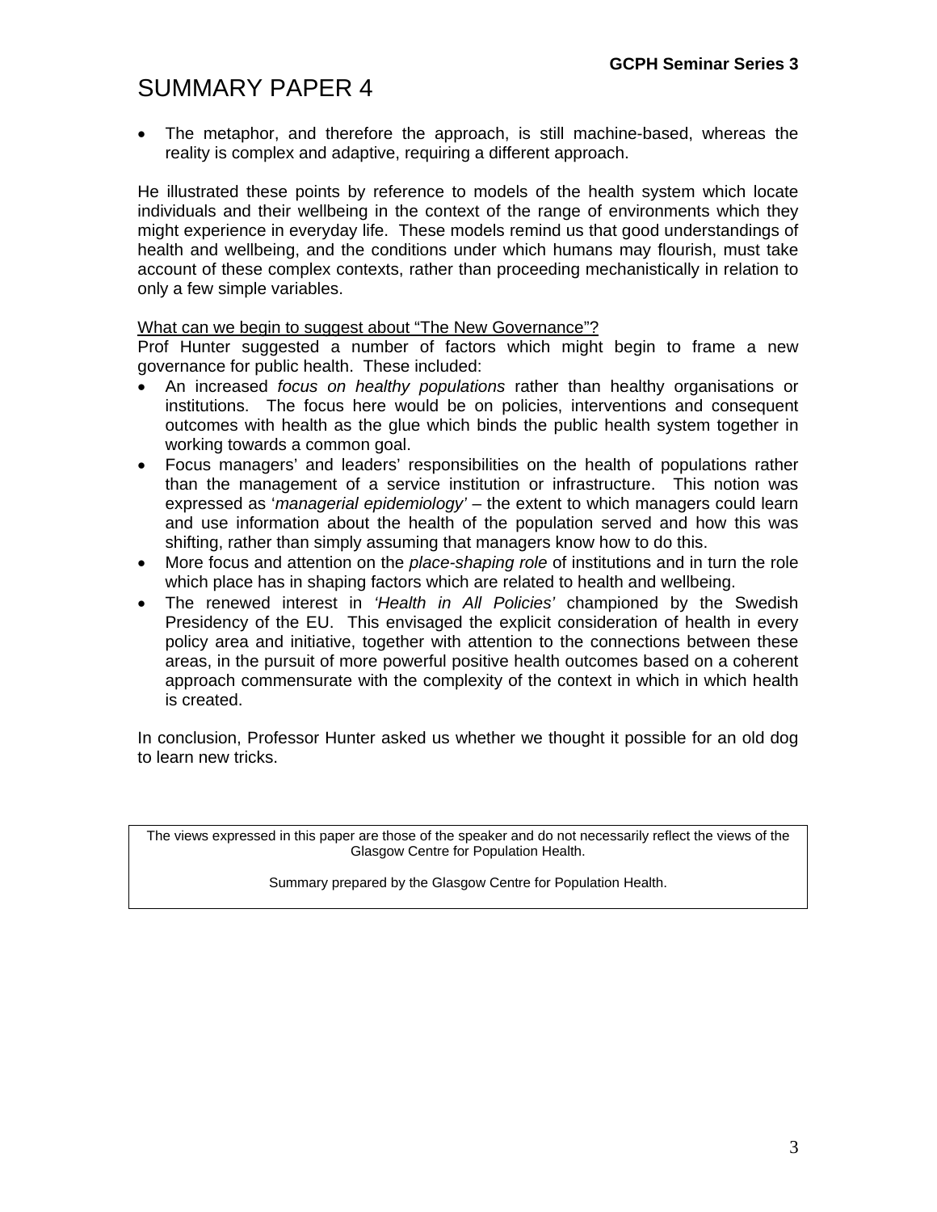# SUMMARY PAPER 4

- The metaphor, and therefore the approach, is still machine-based, whereas the reality is complex and adaptive, requiring a different approach.

He illustrated these points by reference to models of the health system which locate individuals and their wellbeing in the context of the range of environments which they might experience in everyday life. These models remind us that good understandings of health and wellbeing, and the conditions under which humans may flourish, must take account of these complex contexts, rather than proceeding mechanistically in relation to only a few simple variables.

<u>What can we begin to suggest about "The New Governance"?</u>

Prof Hunter suggested a number of factors which might begin to frame a new governance for public health. These included:

- An increased *focus on healthy populations* rather than healthy organisations or institutions. The focus here would be on policies, interventions and consequent outcomes with health as the glue which binds the public health system together in working towards a common goal.
- Focus managers' and leaders' responsibilities on the health of populations rather than the management of a service institution or infrastructure. This notion was expressed as '*managerial epidemiology'* – the extent to which managers could learn and use information about the health of the population served and how this was shifting, rather than simply assuming that managers know how to do this.
- More focus and attention on the *place-shaping role* of institutions and in turn the role which place has in shaping factors which are related to health and wellbeing.
- The renewed interest in *'Health in All Policies'* championed by the Swedish Presidency of the EU. This envisaged the explicit consideration of health in every policy area and initiative, together with attention to the connections between these areas, in the pursuit of more powerful positive health outcomes based on a coherent approach commensurate with the complexity of the context in which in which health is created.

In conclusion, Professor Hunter asked us whether we thought it possible for an old dog to learn new tricks.

The views expressed in this paper are those of the speaker and do not necessarily reflect the views of the Glasgow Centre for Population Health.

Summary prepared by the Glasgow Centre for Population Health.